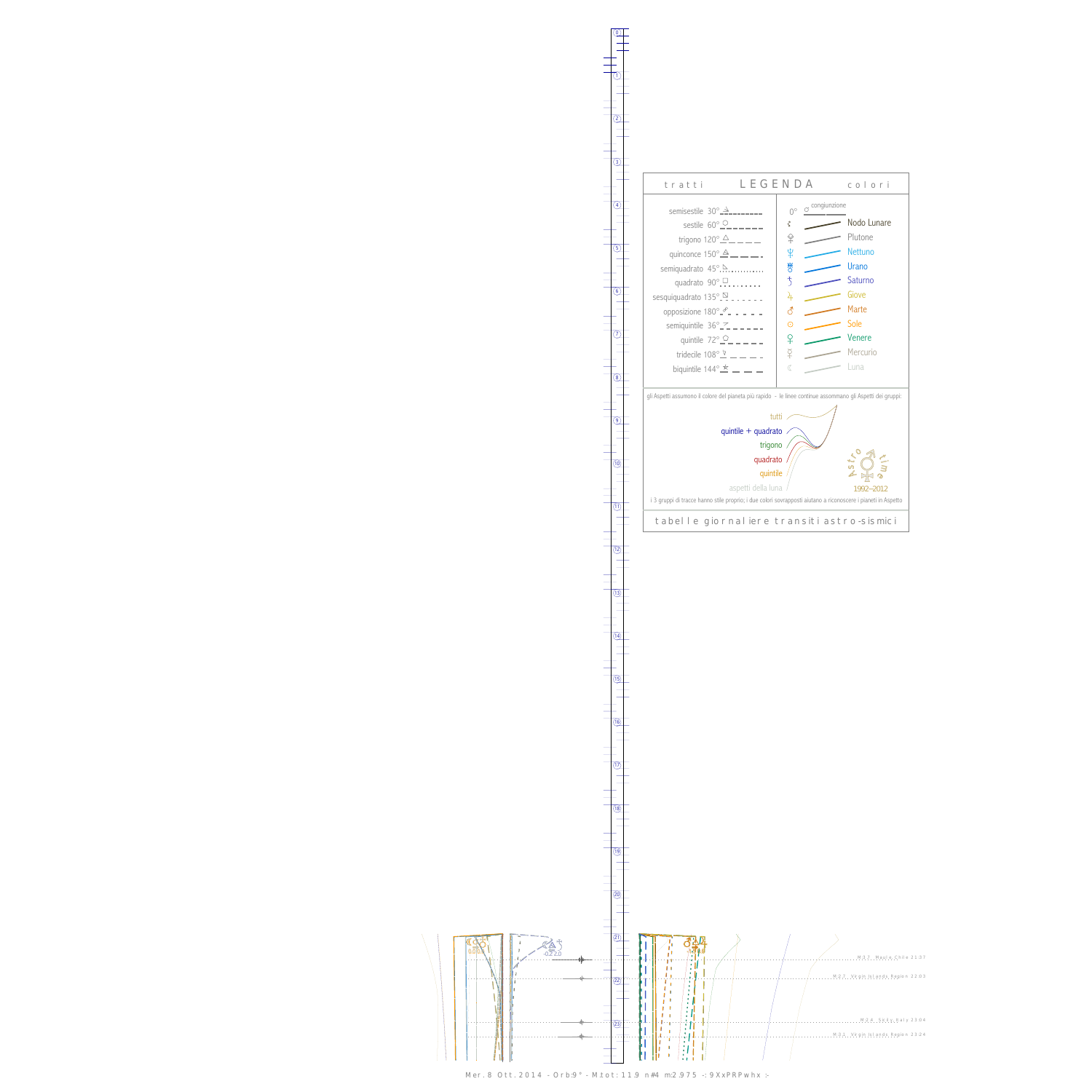# LEGENDA

**tratti** — **colori**

| tratti | | colori | |
|---|---|---|---|
| semisestile 30° | | 0° | congiunzione |
| sestile 60° | | ☊ | Nodo Lunare |
| trigono 120° | | ♇ | Plutone |
| quinconce 150° | | ♆ | Nettuno |
| semiquadrato 45° | | ♅ | Urano |
| quadrato 90° | | ♄ | Saturno |
| sesquiquadrato 135° | | ♃ | Giove |
| opposizione 180° | | ♂ | Marte |
| semiquintile 36° | | ☉ | Sole |
| quintile 72° | | ♀ | Venere |
| tridecile 108° | | ☿ | Mercurio |
| biquintile 144° | | ☾ | Luna |

gli Aspetti assumono il colore del pianeta più rapido - le linee continue assommano gli Aspetti dei gruppi:

- tutti
- quintile + quadrato
- trigono
- quadrato
- quintile
- aspetti della luna

Astro time 1992–2012

i 3 gruppi di tracce hanno stile proprio; i due colori sovrapposti aiutano a riconoscere i pianeti in Aspetto

tabelle giornaliere transiti astro-sismici

M 3.7 Maule, Chile 21:37

M 2.7 Vegin Islands Region 22:03

M 3.4 Sicily, Italy 23:04

M 3.1 Vegin Islands Region 23:24

Mer. 8 Ott. 2014 - Orb:9° - M.tot: 11.9 n#4 m:2.975 -: 9XxPRPwhx :-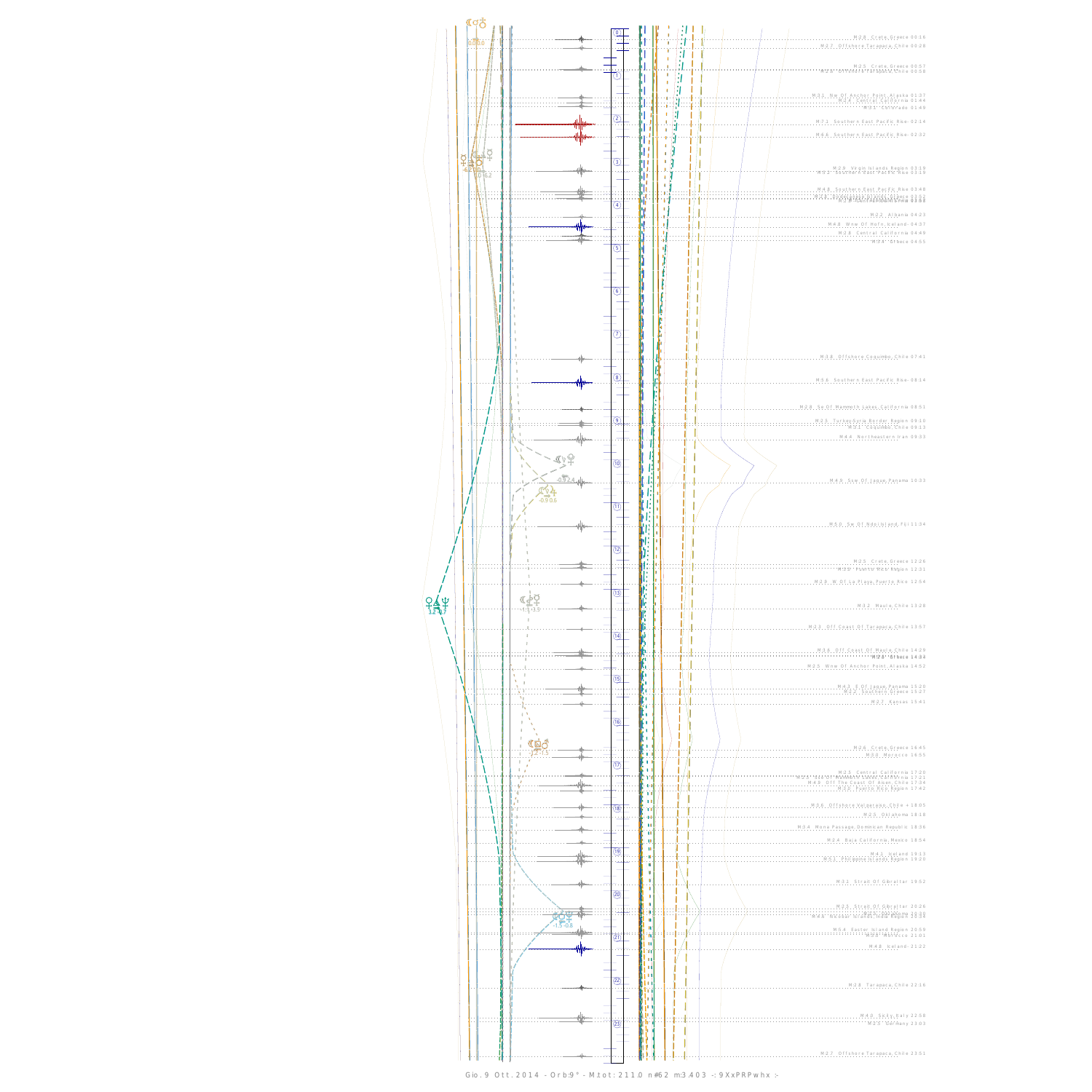M.2.8 Crete Greece 00:16
M.2.7 Offshore Tarapaca Chile 00:28
M.2.5 Crete Greece 00:57
M.2.6 Offshore Tarapaca Chile 00:58
M.3.1 Nw Of Anchor Point Alaska 01:37
M.2.4 Central California 01:44
M.3.1 Colorado 01:49
M.7.1 Southern East Pacific Rise 02:14
M.6.6 Southern East Pacific Rise 02:32
M.2.9 Virgin Islands Region 03:19
M.5.2 Southern East Pacific Rise 03:19
M.4.8 Southern East Pacific Rise 03:48
M.2.2 Albania 04:23
M.4.8 Wnw Of Hofn Iceland 04:37
M.2.6 Central California 04:49
M.2.4 Greece 04:55
M.3.8 Offshore Coquimbo Chile 07:41
M.5.6 Southern East Pacific Rise 08:14
M.2.8 Se Of Mammoth Lakes California 08:51
M.3.5 Turkey-Syria Border Region 09:10
M.3.1 Coquimbo Chile 09:13
M.4.4 Northeastern Iran 09:33
M.4.9 Ssw Of Jaque Panama 10:33
M.5.0 Se Of Ndoi Island Fiji 11:34
M.2.5 Crete Greece 12:26
M.3.0 Puerto Rico Region 12:31
M.2.9 W Of La Playa Puerto Rico 12:54
M.3.2 Maule Chile 13:28
M.3.3 Off Coast Of Tarapaca Chile 13:57
M.3.6 Off Coast Of Maule Chile 14:29
M.2.8 Greece 14:34
M.2.5 Wnw Of Anchor Point Alaska 14:52
M.4.3 S Of Jaque Panama 15:20
M.2.2 Southern Greece 15:27
M.2.7 Kansas 15:41
M.2.6 Crete Greece 16:45
M.3.0 Morocco 16:55
M.2.5 Central California 17:20
M.4.8 Off The Coast Of Aisen Chile 17:34
M.3.0 Puerto Rico Region 17:42
M.3.6 Offshore Valparaiso Chile 18:05
M.2.5 Oklahoma 18:18
M.3.4 Mona Passage Dominican Republic 18:36
M.2.4 Baja California Mexico 18:54
M.4.1 Iceland 19:13
M.5.1 Philippine Islands Region 19:20
M.3.1 Strait Of Gibraltar 19:52
M.2.5 Strait Of Gibraltar 20:26
M.4.6 Nicobar Islands India Region 20:34
M.5.4 Easter Island Region 20:59
M.2.8 Morocco 21:01
M.4.8 Iceland 21:22
M.3.8 Tarapaca Chile 22:16
M.4.0 Sicily Italy 22:58
M.2.5 Germany 23:03
M.2.7 Offshore Tarapaca Chile 23:51

Gio. 9 Ott. 2014 - Orb:9° - M.tot: 211.0 n#62 m:3.403 -: 9XxPRPwhx :-